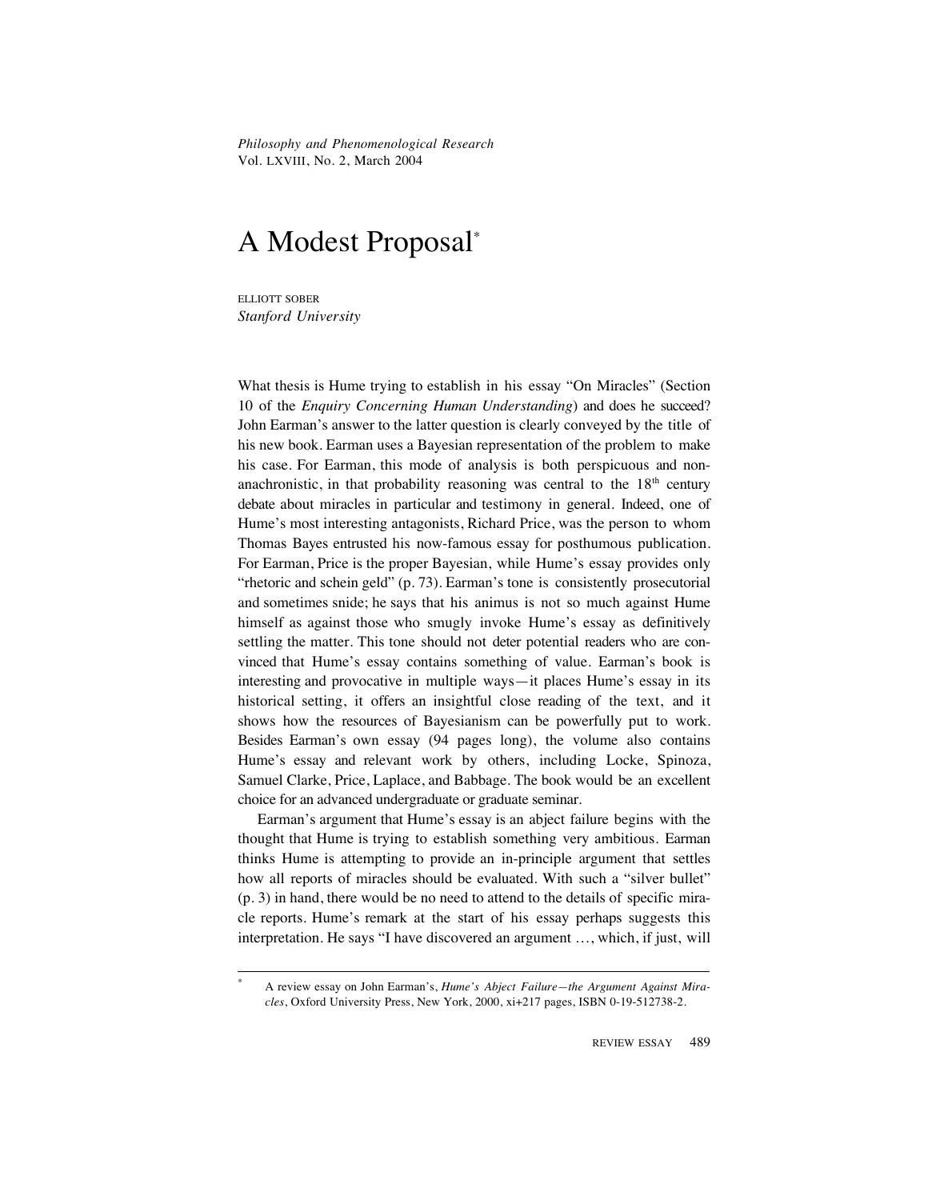# A Modest Proposal*

ELLIOTT SOBER
*Stanford University*

What thesis is Hume trying to establish in his essay "On Miracles" (Section 10 of the *Enquiry Concerning Human Understanding*) and does he succeed? John Earman's answer to the latter question is clearly conveyed by the title of his new book. Earman uses a Bayesian representation of the problem to make his case. For Earman, this mode of analysis is both perspicuous and non-anachronistic, in that probability reasoning was central to the 18th century debate about miracles in particular and testimony in general. Indeed, one of Hume's most interesting antagonists, Richard Price, was the person to whom Thomas Bayes entrusted his now-famous essay for posthumous publication. For Earman, Price is the proper Bayesian, while Hume's essay provides only "rhetoric and schein geld" (p. 73). Earman's tone is consistently prosecutorial and sometimes snide; he says that his animus is not so much against Hume himself as against those who smugly invoke Hume's essay as definitively settling the matter. This tone should not deter potential readers who are convinced that Hume's essay contains something of value. Earman's book is interesting and provocative in multiple ways—it places Hume's essay in its historical setting, it offers an insightful close reading of the text, and it shows how the resources of Bayesianism can be powerfully put to work. Besides Earman's own essay (94 pages long), the volume also contains Hume's essay and relevant work by others, including Locke, Spinoza, Samuel Clarke, Price, Laplace, and Babbage. The book would be an excellent choice for an advanced undergraduate or graduate seminar.

Earman's argument that Hume's essay is an abject failure begins with the thought that Hume is trying to establish something very ambitious. Earman thinks Hume is attempting to provide an in-principle argument that settles how all reports of miracles should be evaluated. With such a "silver bullet" (p. 3) in hand, there would be no need to attend to the details of specific miracle reports. Hume's remark at the start of his essay perhaps suggests this interpretation. He says "I have discovered an argument …, which, if just, will

---

* A review essay on John Earman's, *Hume's Abject Failure—the Argument Against Miracles*, Oxford University Press, New York, 2000, xi+217 pages, ISBN 0-19-512738-2.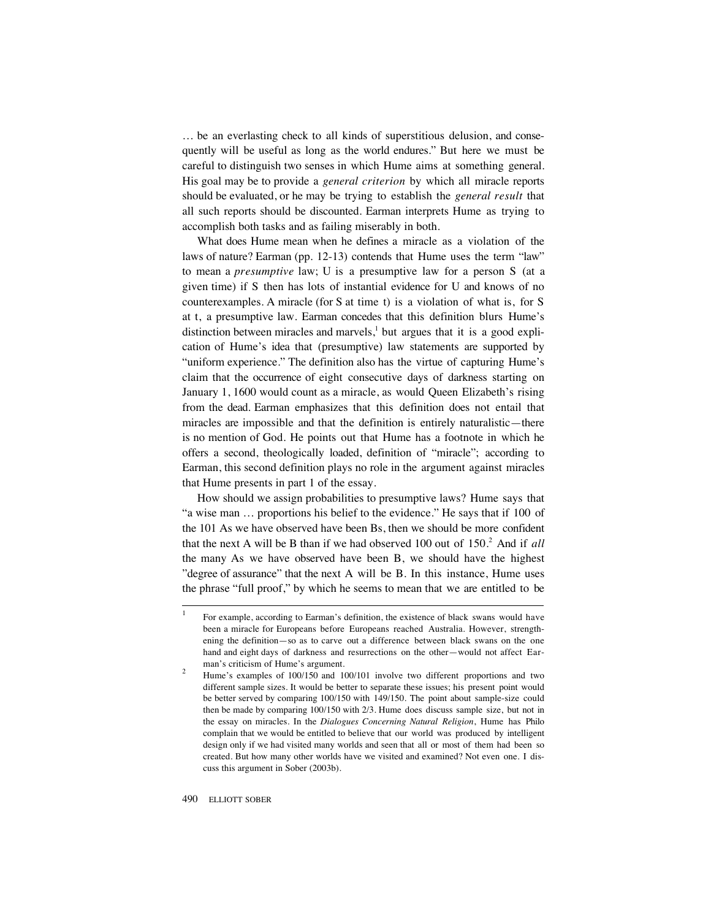… be an everlasting check to all kinds of superstitious delusion, and consequently will be useful as long as the world endures." But here we must be careful to distinguish two senses in which Hume aims at something general. His goal may be to provide a *general criterion* by which all miracle reports should be evaluated, or he may be trying to establish the *general result* that all such reports should be discounted. Earman interprets Hume as trying to accomplish both tasks and as failing miserably in both.

What does Hume mean when he defines a miracle as a violation of the laws of nature? Earman (pp. 12-13) contends that Hume uses the term "law" to mean a *presumptive* law; U is a presumptive law for a person S (at a given time) if S then has lots of instantial evidence for U and knows of no counterexamples. A miracle (for S at time t) is a violation of what is, for S at t, a presumptive law. Earman concedes that this definition blurs Hume's distinction between miracles and marvels,[1] but argues that it is a good explication of Hume's idea that (presumptive) law statements are supported by "uniform experience." The definition also has the virtue of capturing Hume's claim that the occurrence of eight consecutive days of darkness starting on January 1, 1600 would count as a miracle, as would Queen Elizabeth's rising from the dead. Earman emphasizes that this definition does not entail that miracles are impossible and that the definition is entirely naturalistic—there is no mention of God. He points out that Hume has a footnote in which he offers a second, theologically loaded, definition of "miracle"; according to Earman, this second definition plays no role in the argument against miracles that Hume presents in part 1 of the essay.

How should we assign probabilities to presumptive laws? Hume says that "a wise man … proportions his belief to the evidence." He says that if 100 of the 101 As we have observed have been Bs, then we should be more confident that the next A will be B than if we had observed 100 out of 150.[2] And if *all* the many As we have observed have been B, we should have the highest "degree of assurance" that the next A will be B. In this instance, Hume uses the phrase "full proof," by which he seems to mean that we are entitled to be

---

[1] For example, according to Earman's definition, the existence of black swans would have been a miracle for Europeans before Europeans reached Australia. However, strengthening the definition—so as to carve out a difference between black swans on the one hand and eight days of darkness and resurrections on the other—would not affect Earman's criticism of Hume's argument.

[2] Hume's examples of 100/150 and 100/101 involve two different proportions and two different sample sizes. It would be better to separate these issues; his present point would be better served by comparing 100/150 with 149/150. The point about sample-size could then be made by comparing 100/150 with 2/3. Hume does discuss sample size, but not in the essay on miracles. In the *Dialogues Concerning Natural Religion*, Hume has Philo complain that we would be entitled to believe that our world was produced by intelligent design only if we had visited many worlds and seen that all or most of them had been so created. But how many other worlds have we visited and examined? Not even one. I discuss this argument in Sober (2003b).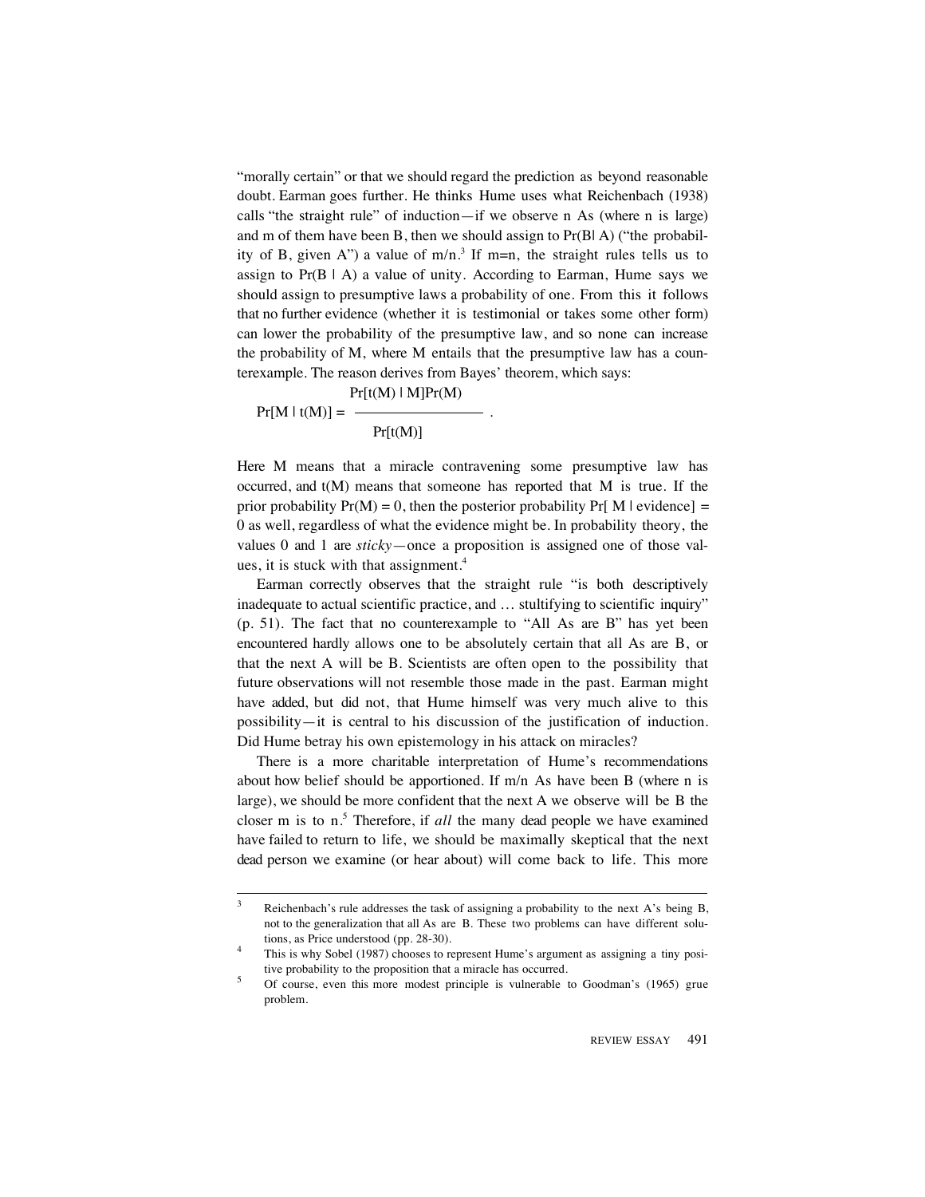"morally certain" or that we should regard the prediction as beyond reasonable doubt. Earman goes further. He thinks Hume uses what Reichenbach (1938) calls "the straight rule" of induction—if we observe n As (where n is large) and m of them have been B, then we should assign to $\Pr(B | A)$ ("the probability of B, given A") a value of $m/n$.[3] If $m=n$, the straight rules tells us to assign to $\Pr(B | A)$ a value of unity. According to Earman, Hume says we should assign to presumptive laws a probability of one. From this it follows that no further evidence (whether it is testimonial or takes some other form) can lower the probability of the presumptive law, and so none can increase the probability of M, where M entails that the presumptive law has a counterexample. The reason derives from Bayes' theorem, which says:

$$\Pr[M | t(M)] = \frac{\Pr[t(M) | M]\Pr(M)}{\Pr[t(M)]} .$$

Here M means that a miracle contravening some presumptive law has occurred, and t(M) means that someone has reported that M is true. If the prior probability $\Pr(M) = 0$, then the posterior probability $\Pr[M | \text{evidence}] = 0$ as well, regardless of what the evidence might be. In probability theory, the values 0 and 1 are *sticky*—once a proposition is assigned one of those values, it is stuck with that assignment.[4]

Earman correctly observes that the straight rule "is both descriptively inadequate to actual scientific practice, and … stultifying to scientific inquiry" (p. 51). The fact that no counterexample to "All As are B" has yet been encountered hardly allows one to be absolutely certain that all As are B, or that the next A will be B. Scientists are often open to the possibility that future observations will not resemble those made in the past. Earman might have added, but did not, that Hume himself was very much alive to this possibility—it is central to his discussion of the justification of induction. Did Hume betray his own epistemology in his attack on miracles?

There is a more charitable interpretation of Hume's recommendations about how belief should be apportioned. If $m/n$ As have been B (where n is large), we should be more confident that the next A we observe will be B the closer m is to n.[5] Therefore, if *all* the many dead people we have examined have failed to return to life, we should be maximally skeptical that the next dead person we examine (or hear about) will come back to life. This more

---

[3] Reichenbach's rule addresses the task of assigning a probability to the next A's being B, not to the generalization that all As are B. These two problems can have different solutions, as Price understood (pp. 28-30).

[4] This is why Sobel (1987) chooses to represent Hume's argument as assigning a tiny positive probability to the proposition that a miracle has occurred.

[5] Of course, even this more modest principle is vulnerable to Goodman's (1965) grue problem.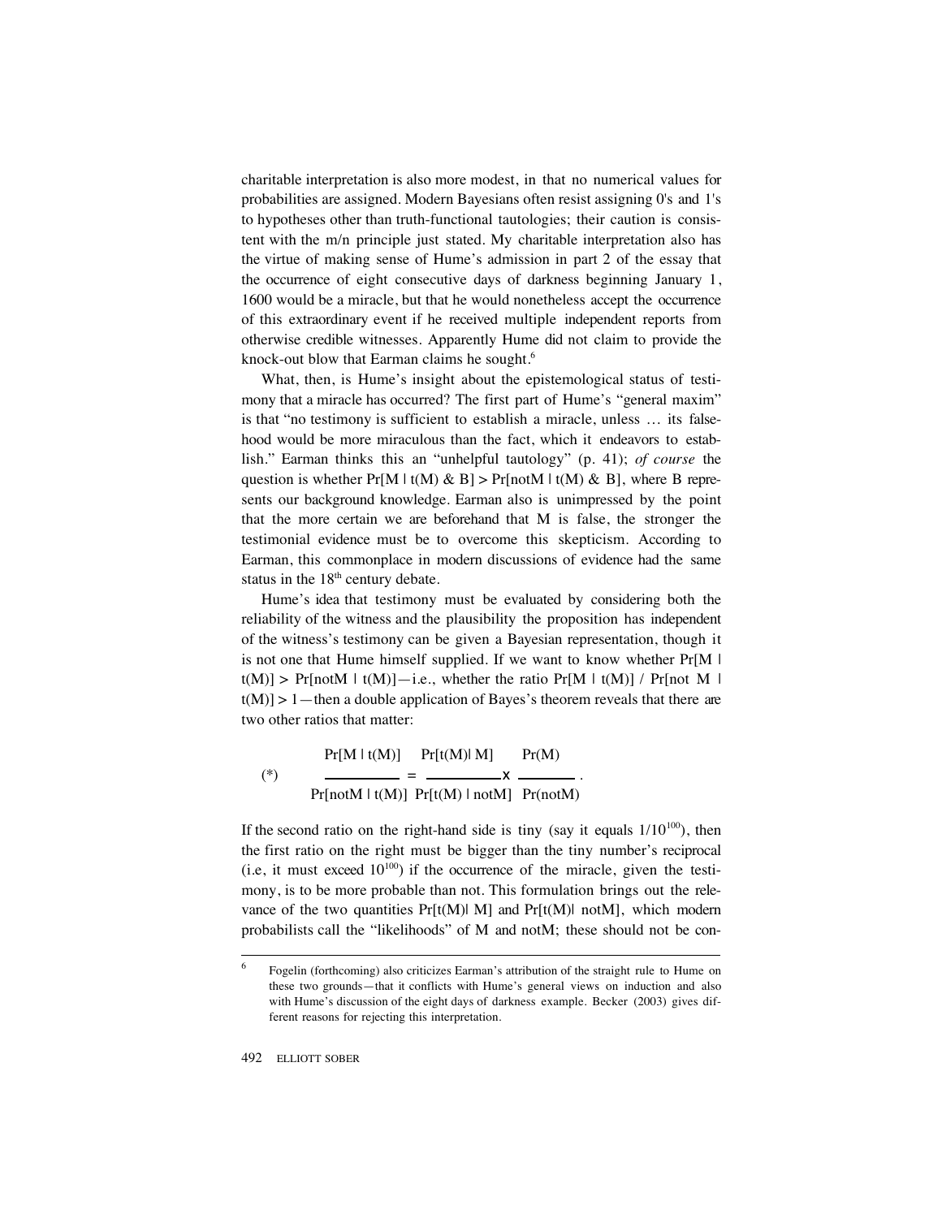charitable interpretation is also more modest, in that no numerical values for probabilities are assigned. Modern Bayesians often resist assigning 0's and 1's to hypotheses other than truth-functional tautologies; their caution is consistent with the m/n principle just stated. My charitable interpretation also has the virtue of making sense of Hume's admission in part 2 of the essay that the occurrence of eight consecutive days of darkness beginning January 1, 1600 would be a miracle, but that he would nonetheless accept the occurrence of this extraordinary event if he received multiple independent reports from otherwise credible witnesses. Apparently Hume did not claim to provide the knock-out blow that Earman claims he sought.[6]

What, then, is Hume's insight about the epistemological status of testimony that a miracle has occurred? The first part of Hume's "general maxim" is that "no testimony is sufficient to establish a miracle, unless … its falsehood would be more miraculous than the fact, which it endeavors to establish." Earman thinks this an "unhelpful tautology" (p. 41); *of course* the question is whether $Pr[M \mid t(M) \,\&\, B] > Pr[notM \mid t(M) \,\&\, B]$, where B represents our background knowledge. Earman also is unimpressed by the point that the more certain we are beforehand that M is false, the stronger the testimonial evidence must be to overcome this skepticism. According to Earman, this commonplace in modern discussions of evidence had the same status in the 18th century debate.

Hume's idea that testimony must be evaluated by considering both the reliability of the witness and the plausibility the proposition has independent of the witness's testimony can be given a Bayesian representation, though it is not one that Hume himself supplied. If we want to know whether $Pr[M \mid t(M)] > Pr[notM \mid t(M)]$—i.e., whether the ratio $Pr[M \mid t(M)] / Pr[not\ M \mid t(M)] > 1$—then a double application of Bayes's theorem reveals that there are two other ratios that matter:

$$(*) \qquad \frac{Pr[M \mid t(M)]}{Pr[notM \mid t(M)]} = \frac{Pr[t(M) \mid M]}{Pr[t(M) \mid notM]} \times \frac{Pr(M)}{Pr(notM)}.$$

If the second ratio on the right-hand side is tiny (say it equals $1/10^{100}$), then the first ratio on the right must be bigger than the tiny number's reciprocal (i.e, it must exceed $10^{100}$) if the occurrence of the miracle, given the testimony, is to be more probable than not. This formulation brings out the relevance of the two quantities $Pr[t(M) \mid M]$ and $Pr[t(M) \mid notM]$, which modern probabilists call the "likelihoods" of M and notM; these should not be con-

---

6 Fogelin (forthcoming) also criticizes Earman's attribution of the straight rule to Hume on these two grounds—that it conflicts with Hume's general views on induction and also with Hume's discussion of the eight days of darkness example. Becker (2003) gives different reasons for rejecting this interpretation.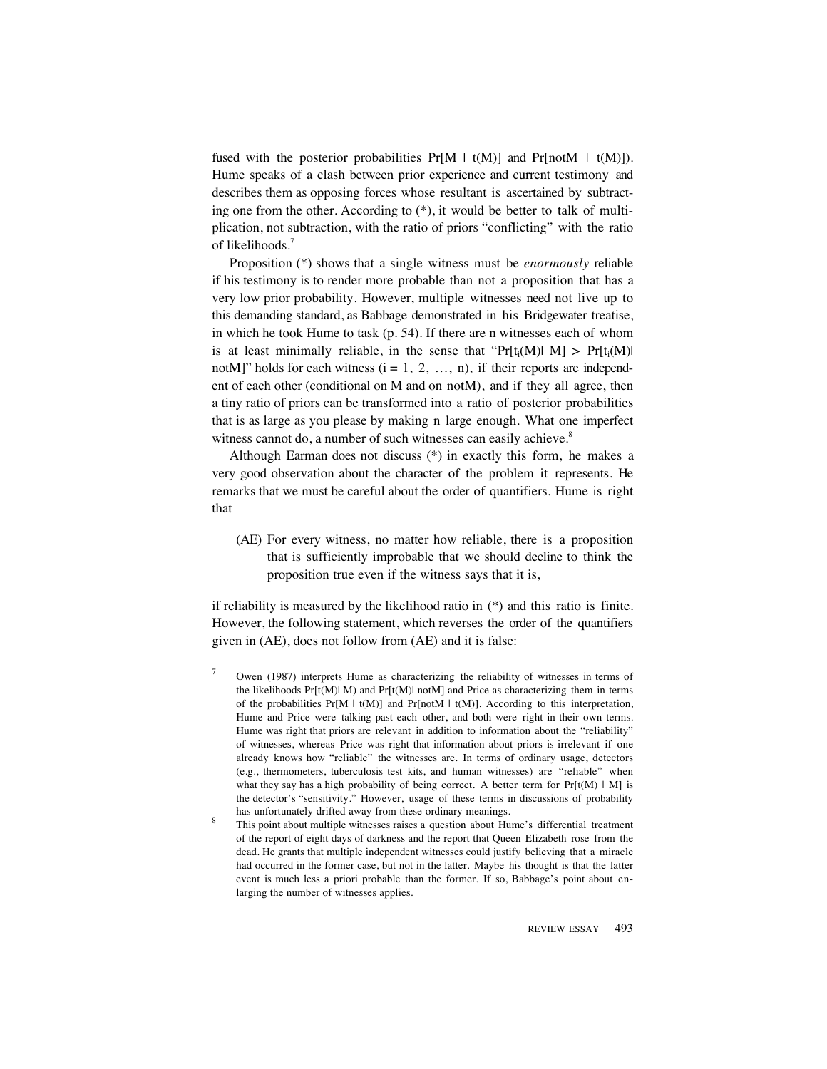fused with the posterior probabilities $\Pr[M \mid t(M)]$ and $\Pr[\text{not}M \mid t(M)]$). Hume speaks of a clash between prior experience and current testimony and describes them as opposing forces whose resultant is ascertained by subtracting one from the other. According to (*), it would be better to talk of multiplication, not subtraction, with the ratio of priors "conflicting" with the ratio of likelihoods.[7]

Proposition (*) shows that a single witness must be *enormously* reliable if his testimony is to render more probable than not a proposition that has a very low prior probability. However, multiple witnesses need not live up to this demanding standard, as Babbage demonstrated in his Bridgewater treatise, in which he took Hume to task (p. 54). If there are n witnesses each of whom is at least minimally reliable, in the sense that "$\Pr[t_i(M) \mid M] > \Pr[t_i(M) \mid \text{not}M]$" holds for each witness ($i = 1, 2, \ldots, n$), if their reports are independent of each other (conditional on M and on notM), and if they all agree, then a tiny ratio of priors can be transformed into a ratio of posterior probabilities that is as large as you please by making n large enough. What one imperfect witness cannot do, a number of such witnesses can easily achieve.[8]

Although Earman does not discuss (*) in exactly this form, he makes a very good observation about the character of the problem it represents. He remarks that we must be careful about the order of quantifiers. Hume is right that

> (AE) For every witness, no matter how reliable, there is a proposition that is sufficiently improbable that we should decline to think the proposition true even if the witness says that it is,

if reliability is measured by the likelihood ratio in (*) and this ratio is finite. However, the following statement, which reverses the order of the quantifiers given in (AE), does not follow from (AE) and it is false:

---

[7] Owen (1987) interprets Hume as characterizing the reliability of witnesses in terms of the likelihoods $\Pr[t(M) \mid M)$ and $\Pr[t(M) \mid \text{not}M]$ and Price as characterizing them in terms of the probabilities $\Pr[M \mid t(M)]$ and $\Pr[\text{not}M \mid t(M)]$. According to this interpretation, Hume and Price were talking past each other, and both were right in their own terms. Hume was right that priors are relevant in addition to information about the "reliability" of witnesses, whereas Price was right that information about priors is irrelevant if one already knows how "reliable" the witnesses are. In terms of ordinary usage, detectors (e.g., thermometers, tuberculosis test kits, and human witnesses) are "reliable" when what they say has a high probability of being correct. A better term for $\Pr[t(M) \mid M]$ is the detector's "sensitivity." However, usage of these terms in discussions of probability has unfortunately drifted away from these ordinary meanings.

[8] This point about multiple witnesses raises a question about Hume's differential treatment of the report of eight days of darkness and the report that Queen Elizabeth rose from the dead. He grants that multiple independent witnesses could justify believing that a miracle had occurred in the former case, but not in the latter. Maybe his thought is that the latter event is much less a priori probable than the former. If so, Babbage's point about enlarging the number of witnesses applies.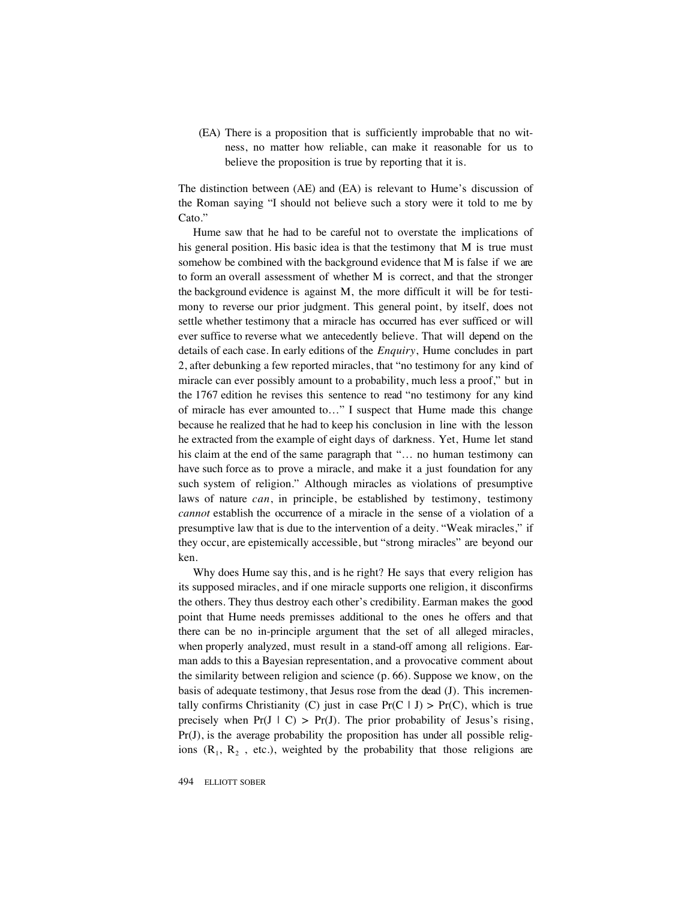(EA) There is a proposition that is sufficiently improbable that no witness, no matter how reliable, can make it reasonable for us to believe the proposition is true by reporting that it is.

The distinction between (AE) and (EA) is relevant to Hume's discussion of the Roman saying "I should not believe such a story were it told to me by Cato."

Hume saw that he had to be careful not to overstate the implications of his general position. His basic idea is that the testimony that M is true must somehow be combined with the background evidence that M is false if we are to form an overall assessment of whether M is correct, and that the stronger the background evidence is against M, the more difficult it will be for testimony to reverse our prior judgment. This general point, by itself, does not settle whether testimony that a miracle has occurred has ever sufficed or will ever suffice to reverse what we antecedently believe. That will depend on the details of each case. In early editions of the *Enquiry*, Hume concludes in part 2, after debunking a few reported miracles, that "no testimony for any kind of miracle can ever possibly amount to a probability, much less a proof," but in the 1767 edition he revises this sentence to read "no testimony for any kind of miracle has ever amounted to…" I suspect that Hume made this change because he realized that he had to keep his conclusion in line with the lesson he extracted from the example of eight days of darkness. Yet, Hume let stand his claim at the end of the same paragraph that "… no human testimony can have such force as to prove a miracle, and make it a just foundation for any such system of religion." Although miracles as violations of presumptive laws of nature *can*, in principle, be established by testimony, testimony *cannot* establish the occurrence of a miracle in the sense of a violation of a presumptive law that is due to the intervention of a deity. "Weak miracles," if they occur, are epistemically accessible, but "strong miracles" are beyond our ken.

Why does Hume say this, and is he right? He says that every religion has its supposed miracles, and if one miracle supports one religion, it disconfirms the others. They thus destroy each other's credibility. Earman makes the good point that Hume needs premisses additional to the ones he offers and that there can be no in-principle argument that the set of all alleged miracles, when properly analyzed, must result in a stand-off among all religions. Earman adds to this a Bayesian representation, and a provocative comment about the similarity between religion and science (p. 66). Suppose we know, on the basis of adequate testimony, that Jesus rose from the dead (J). This incrementally confirms Christianity (C) just in case $Pr(C \mid J) > Pr(C)$, which is true precisely when $Pr(J \mid C) > Pr(J)$. The prior probability of Jesus's rising, $Pr(J)$, is the average probability the proposition has under all possible religions ($R_1$, $R_2$ , etc.), weighted by the probability that those religions are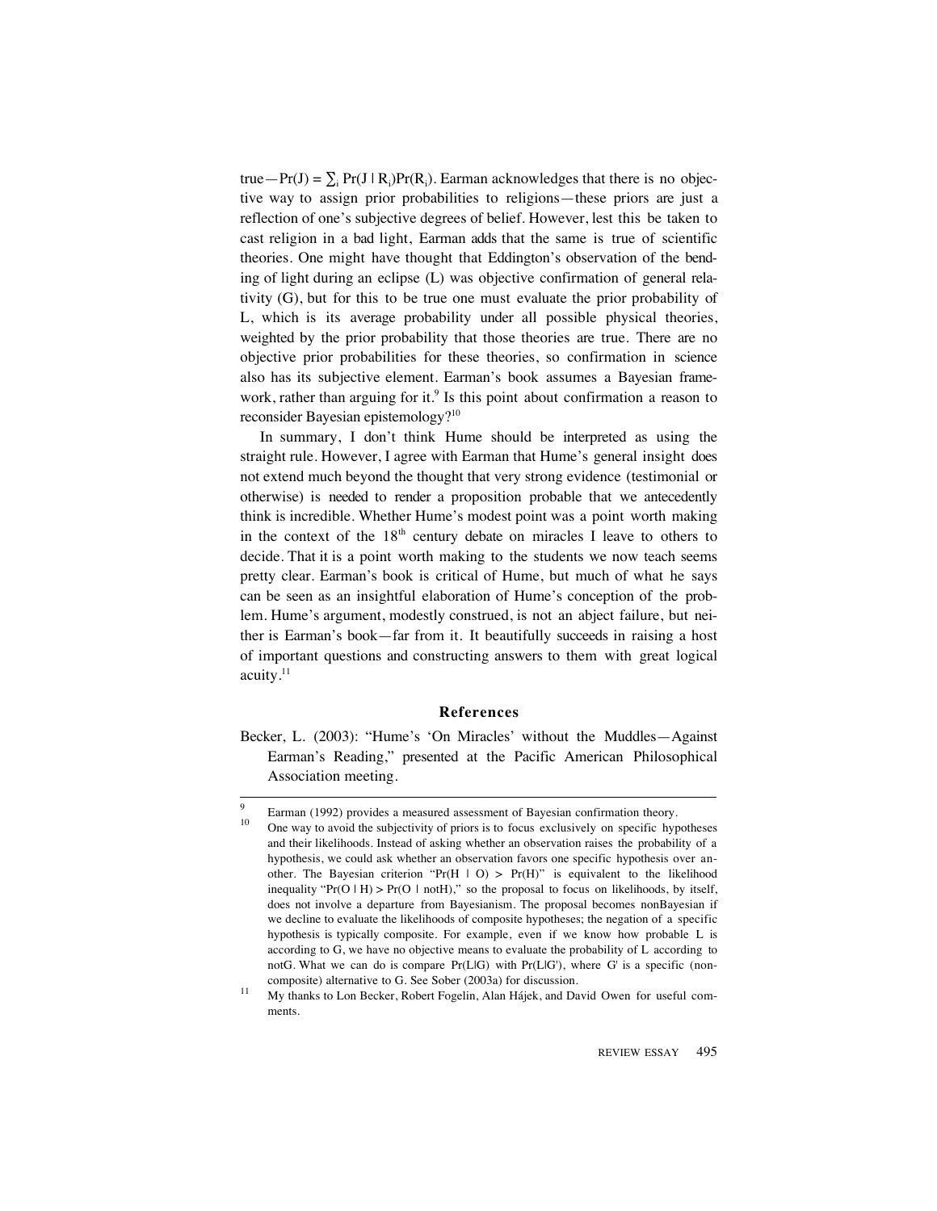true—$\Pr(J) = \sum_i \Pr(J \mid R_i)\Pr(R_i)$. Earman acknowledges that there is no objective way to assign prior probabilities to religions—these priors are just a reflection of one's subjective degrees of belief. However, lest this be taken to cast religion in a bad light, Earman adds that the same is true of scientific theories. One might have thought that Eddington's observation of the bending of light during an eclipse (L) was objective confirmation of general relativity (G), but for this to be true one must evaluate the prior probability of L, which is its average probability under all possible physical theories, weighted by the prior probability that those theories are true. There are no objective prior probabilities for these theories, so confirmation in science also has its subjective element. Earman's book assumes a Bayesian framework, rather than arguing for it.[9] Is this point about confirmation a reason to reconsider Bayesian epistemology?[10]

In summary, I don't think Hume should be interpreted as using the straight rule. However, I agree with Earman that Hume's general insight does not extend much beyond the thought that very strong evidence (testimonial or otherwise) is needed to render a proposition probable that we antecedently think is incredible. Whether Hume's modest point was a point worth making in the context of the 18th century debate on miracles I leave to others to decide. That it is a point worth making to the students we now teach seems pretty clear. Earman's book is critical of Hume, but much of what he says can be seen as an insightful elaboration of Hume's conception of the problem. Hume's argument, modestly construed, is not an abject failure, but neither is Earman's book—far from it. It beautifully succeeds in raising a host of important questions and constructing answers to them with great logical acuity.[11]

## References

Becker, L. (2003): "Hume's 'On Miracles' without the Muddles—Against Earman's Reading," presented at the Pacific American Philosophical Association meeting.

---

[9] Earman (1992) provides a measured assessment of Bayesian confirmation theory.

[10] One way to avoid the subjectivity of priors is to focus exclusively on specific hypotheses and their likelihoods. Instead of asking whether an observation raises the probability of a hypothesis, we could ask whether an observation favors one specific hypothesis over another. The Bayesian criterion "$\Pr(H \mid O) > \Pr(H)$" is equivalent to the likelihood inequality "$\Pr(O \mid H) > \Pr(O \mid \text{not}H)$," so the proposal to focus on likelihoods, by itself, does not involve a departure from Bayesianism. The proposal becomes nonBayesian if we decline to evaluate the likelihoods of composite hypotheses; the negation of a specific hypothesis is typically composite. For example, even if we know how probable L is according to G, we have no objective means to evaluate the probability of L according to notG. What we can do is compare $\Pr(L|G)$ with $\Pr(L|G')$, where G' is a specific (non-composite) alternative to G. See Sober (2003a) for discussion.

[11] My thanks to Lon Becker, Robert Fogelin, Alan Hájek, and David Owen for useful comments.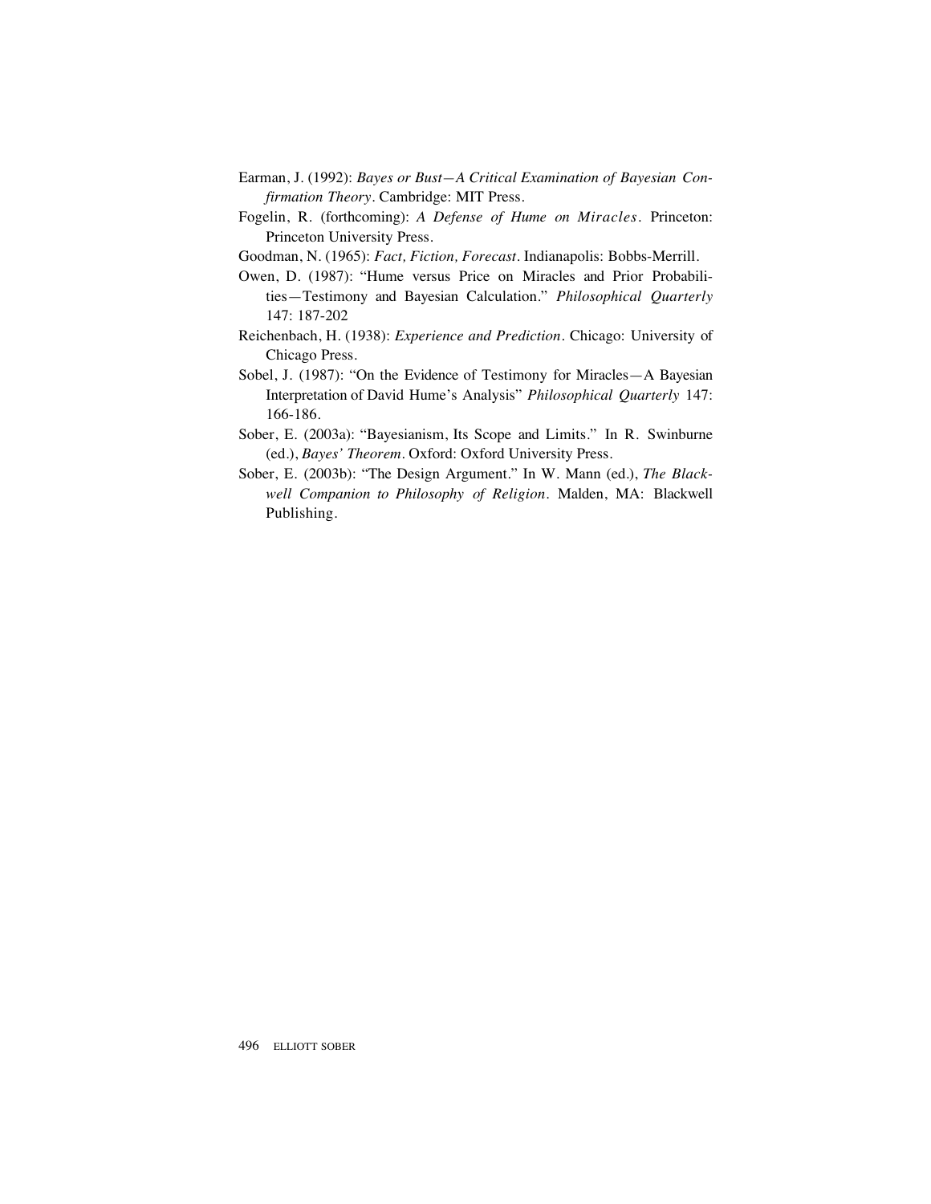Earman, J. (1992): *Bayes or Bust—A Critical Examination of Bayesian Confirmation Theory*. Cambridge: MIT Press.

Fogelin, R. (forthcoming): *A Defense of Hume on Miracles*. Princeton: Princeton University Press.

Goodman, N. (1965): *Fact, Fiction, Forecast*. Indianapolis: Bobbs-Merrill.

Owen, D. (1987): "Hume versus Price on Miracles and Prior Probabilities—Testimony and Bayesian Calculation." *Philosophical Quarterly* 147: 187-202

Reichenbach, H. (1938): *Experience and Prediction*. Chicago: University of Chicago Press.

Sobel, J. (1987): "On the Evidence of Testimony for Miracles—A Bayesian Interpretation of David Hume's Analysis" *Philosophical Quarterly* 147: 166-186.

Sober, E. (2003a): "Bayesianism, Its Scope and Limits." In R. Swinburne (ed.), *Bayes' Theorem*. Oxford: Oxford University Press.

Sober, E. (2003b): "The Design Argument." In W. Mann (ed.), *The Blackwell Companion to Philosophy of Religion*. Malden, MA: Blackwell Publishing.